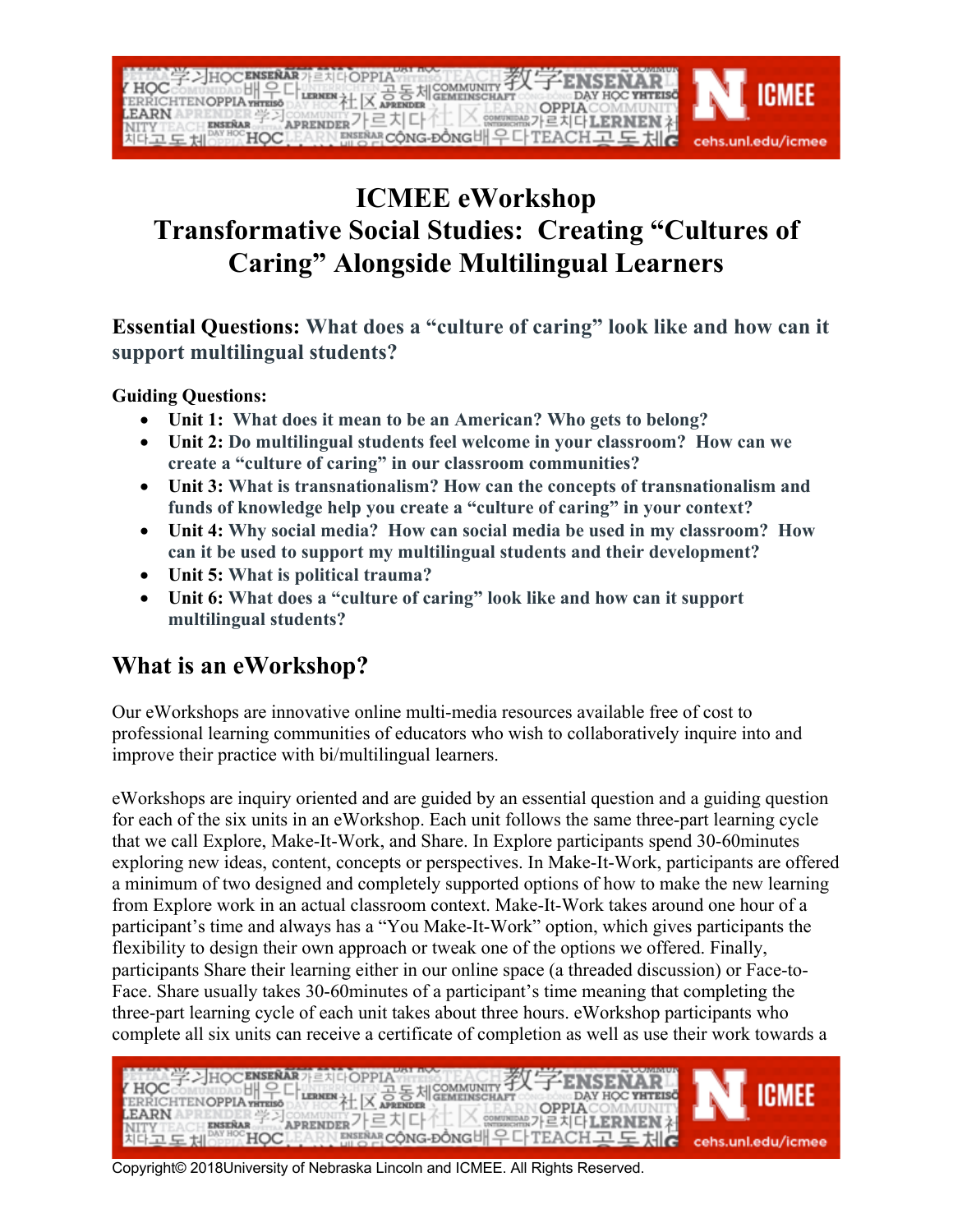# ICMEE eWorkshop
# Transformative Social Studies: Creating "Cultures of Caring" Alongside Multilingual Learners

**Essential Questions: What does a "culture of caring" look like and how can it support multilingual students?**

**Guiding Questions:**

- **Unit 1: What does it mean to be an American? Who gets to belong?**
- **Unit 2: Do multilingual students feel welcome in your classroom? How can we create a "culture of caring" in our classroom communities?**
- **Unit 3: What is transnationalism? How can the concepts of transnationalism and funds of knowledge help you create a "culture of caring" in your context?**
- **Unit 4: Why social media? How can social media be used in my classroom? How can it be used to support my multilingual students and their development?**
- **Unit 5: What is political trauma?**
- **Unit 6: What does a "culture of caring" look like and how can it support multilingual students?**

## What is an eWorkshop?

Our eWorkshops are innovative online multi-media resources available free of cost to professional learning communities of educators who wish to collaboratively inquire into and improve their practice with bi/multilingual learners.

eWorkshops are inquiry oriented and are guided by an essential question and a guiding question for each of the six units in an eWorkshop. Each unit follows the same three-part learning cycle that we call Explore, Make-It-Work, and Share. In Explore participants spend 30-60minutes exploring new ideas, content, concepts or perspectives. In Make-It-Work, participants are offered a minimum of two designed and completely supported options of how to make the new learning from Explore work in an actual classroom context. Make-It-Work takes around one hour of a participant's time and always has a "You Make-It-Work" option, which gives participants the flexibility to design their own approach or tweak one of the options we offered. Finally, participants Share their learning either in our online space (a threaded discussion) or Face-to-Face. Share usually takes 30-60minutes of a participant's time meaning that completing the three-part learning cycle of each unit takes about three hours. eWorkshop participants who complete all six units can receive a certificate of completion as well as use their work towards a

Copyright© 2018University of Nebraska Lincoln and ICMEE. All Rights Reserved.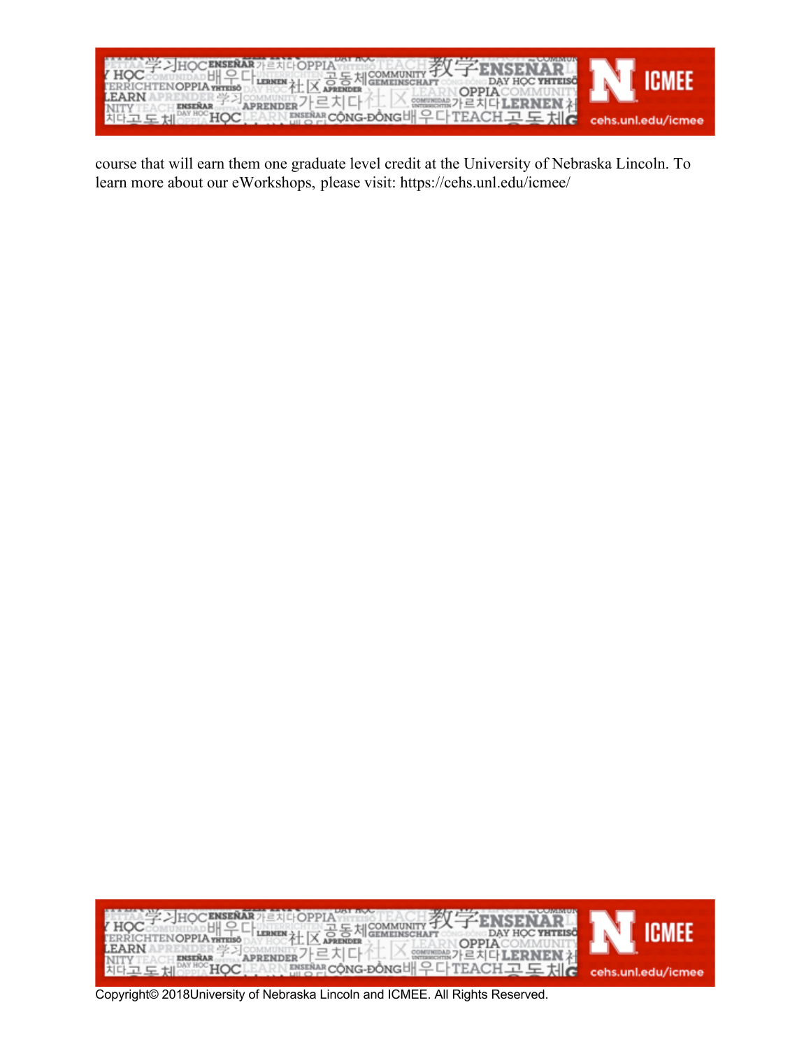course that will earn them one graduate level credit at the University of Nebraska Lincoln. To learn more about our eWorkshops, please visit: https://cehs.unl.edu/icmee/